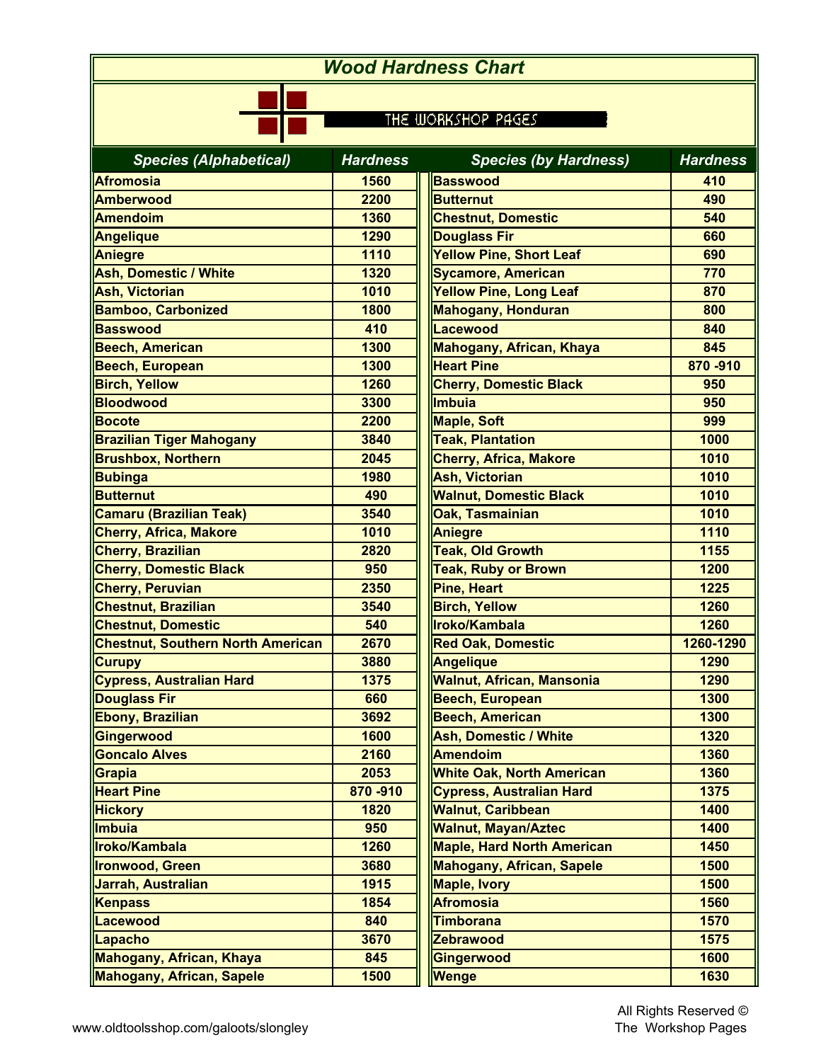# Wood Hardness Chart

THE WORKSHOP PAGES

| Species (Alphabetical) | Hardness | Species (by Hardness) | Hardness |
|---|---|---|---|
| Afromosia | 1560 | Basswood | 410 |
| Amberwood | 2200 | Butternut | 490 |
| Amendoim | 1360 | Chestnut, Domestic | 540 |
| Angelique | 1290 | Douglass Fir | 660 |
| Aniegre | 1110 | Yellow Pine, Short Leaf | 690 |
| Ash, Domestic / White | 1320 | Sycamore, American | 770 |
| Ash, Victorian | 1010 | Yellow Pine, Long Leaf | 870 |
| Bamboo, Carbonized | 1800 | Mahogany, Honduran | 800 |
| Basswood | 410 | Lacewood | 840 |
| Beech, American | 1300 | Mahogany, African, Khaya | 845 |
| Beech, European | 1300 | Heart Pine | 870 -910 |
| Birch, Yellow | 1260 | Cherry, Domestic Black | 950 |
| Bloodwood | 3300 | Imbuia | 950 |
| Bocote | 2200 | Maple, Soft | 999 |
| Brazilian Tiger Mahogany | 3840 | Teak, Plantation | 1000 |
| Brushbox, Northern | 2045 | Cherry, Africa, Makore | 1010 |
| Bubinga | 1980 | Ash, Victorian | 1010 |
| Butternut | 490 | Walnut, Domestic Black | 1010 |
| Camaru (Brazilian Teak) | 3540 | Oak, Tasmainian | 1010 |
| Cherry, Africa, Makore | 1010 | Aniegre | 1110 |
| Cherry, Brazilian | 2820 | Teak, Old Growth | 1155 |
| Cherry, Domestic Black | 950 | Teak, Ruby or Brown | 1200 |
| Cherry, Peruvian | 2350 | Pine, Heart | 1225 |
| Chestnut, Brazilian | 3540 | Birch, Yellow | 1260 |
| Chestnut, Domestic | 540 | Iroko/Kambala | 1260 |
| Chestnut, Southern North American | 2670 | Red Oak, Domestic | 1260-1290 |
| Curupy | 3880 | Angelique | 1290 |
| Cypress, Australian Hard | 1375 | Walnut, African, Mansonia | 1290 |
| Douglass Fir | 660 | Beech, European | 1300 |
| Ebony, Brazilian | 3692 | Beech, American | 1300 |
| Gingerwood | 1600 | Ash, Domestic / White | 1320 |
| Goncalo Alves | 2160 | Amendoim | 1360 |
| Grapia | 2053 | White Oak, North American | 1360 |
| Heart Pine | 870 -910 | Cypress, Australian Hard | 1375 |
| Hickory | 1820 | Walnut, Caribbean | 1400 |
| Imbuia | 950 | Walnut, Mayan/Aztec | 1400 |
| Iroko/Kambala | 1260 | Maple, Hard North American | 1450 |
| Ironwood, Green | 3680 | Mahogany, African, Sapele | 1500 |
| Jarrah, Australian | 1915 | Maple, Ivory | 1500 |
| Kenpass | 1854 | Afromosia | 1560 |
| Lacewood | 840 | Timborana | 1570 |
| Lapacho | 3670 | Zebrawood | 1575 |
| Mahogany, African, Khaya | 845 | Gingerwood | 1600 |
| Mahogany, African, Sapele | 1500 | Wenge | 1630 |

www.oldtoolsshop.com/galoots/slongley

All Rights Reserved ©
The Workshop Pages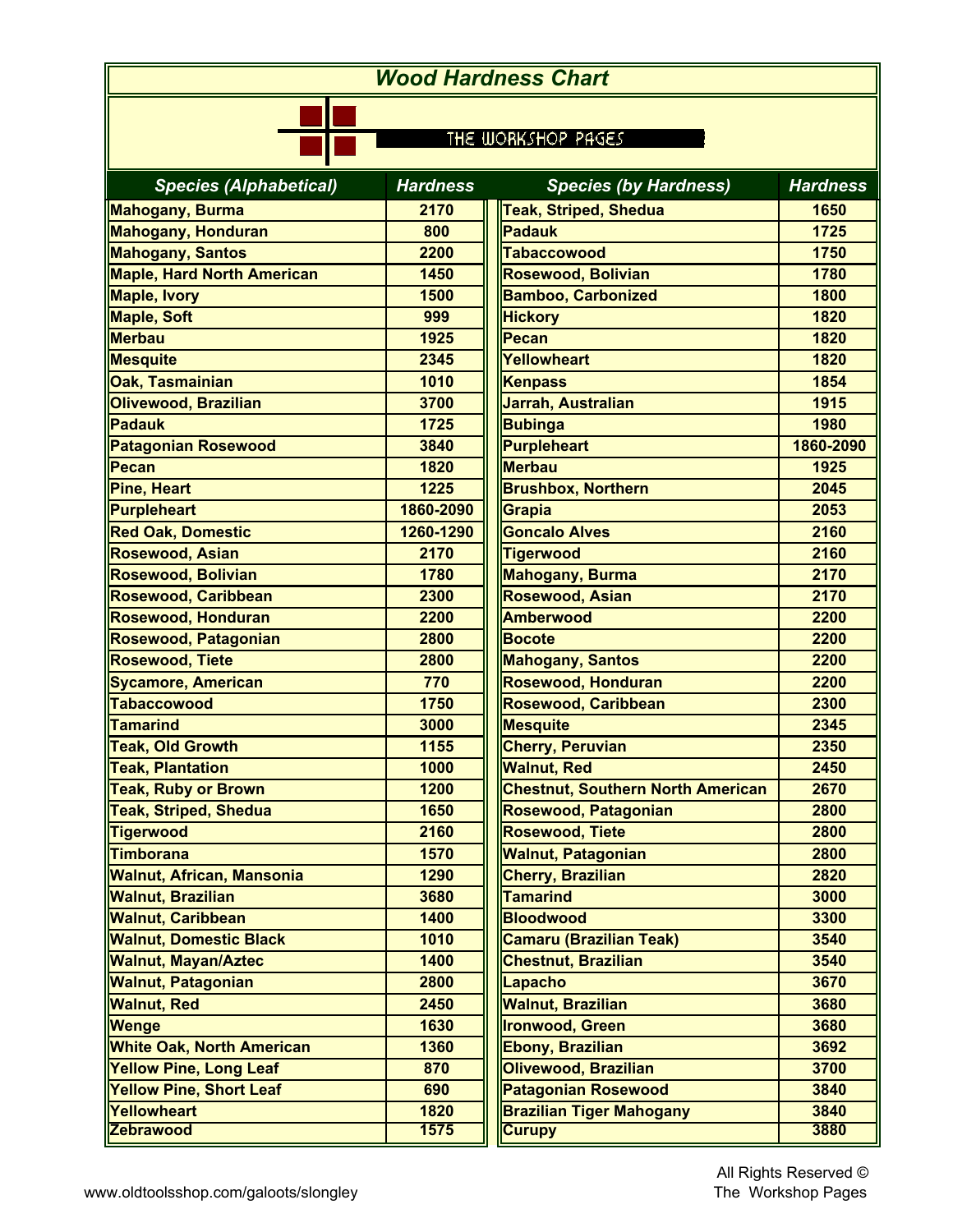# Wood Hardness Chart

THE WORKSHOP PAGES

| Species (Alphabetical) | Hardness | Species (by Hardness) | Hardness |
|---|---|---|---|
| Mahogany, Burma | 2170 | Teak, Striped, Shedua | 1650 |
| Mahogany, Honduran | 800 | Padauk | 1725 |
| Mahogany, Santos | 2200 | Tabaccowood | 1750 |
| Maple, Hard North American | 1450 | Rosewood, Bolivian | 1780 |
| Maple, Ivory | 1500 | Bamboo, Carbonized | 1800 |
| Maple, Soft | 999 | Hickory | 1820 |
| Merbau | 1925 | Pecan | 1820 |
| Mesquite | 2345 | Yellowheart | 1820 |
| Oak, Tasmainian | 1010 | Kenpass | 1854 |
| Olivewood, Brazilian | 3700 | Jarrah, Australian | 1915 |
| Padauk | 1725 | Bubinga | 1980 |
| Patagonian Rosewood | 3840 | Purpleheart | 1860-2090 |
| Pecan | 1820 | Merbau | 1925 |
| Pine, Heart | 1225 | Brushbox, Northern | 2045 |
| Purpleheart | 1860-2090 | Grapia | 2053 |
| Red Oak, Domestic | 1260-1290 | Goncalo Alves | 2160 |
| Rosewood, Asian | 2170 | Tigerwood | 2160 |
| Rosewood, Bolivian | 1780 | Mahogany, Burma | 2170 |
| Rosewood, Caribbean | 2300 | Rosewood, Asian | 2170 |
| Rosewood, Honduran | 2200 | Amberwood | 2200 |
| Rosewood, Patagonian | 2800 | Bocote | 2200 |
| Rosewood, Tiete | 2800 | Mahogany, Santos | 2200 |
| Sycamore, American | 770 | Rosewood, Honduran | 2200 |
| Tabaccowood | 1750 | Rosewood, Caribbean | 2300 |
| Tamarind | 3000 | Mesquite | 2345 |
| Teak, Old Growth | 1155 | Cherry, Peruvian | 2350 |
| Teak, Plantation | 1000 | Walnut, Red | 2450 |
| Teak, Ruby or Brown | 1200 | Chestnut, Southern North American | 2670 |
| Teak, Striped, Shedua | 1650 | Rosewood, Patagonian | 2800 |
| Tigerwood | 2160 | Rosewood, Tiete | 2800 |
| Timborana | 1570 | Walnut, Patagonian | 2800 |
| Walnut, African, Mansonia | 1290 | Cherry, Brazilian | 2820 |
| Walnut, Brazilian | 3680 | Tamarind | 3000 |
| Walnut, Caribbean | 1400 | Bloodwood | 3300 |
| Walnut, Domestic Black | 1010 | Camaru (Brazilian Teak) | 3540 |
| Walnut, Mayan/Aztec | 1400 | Chestnut, Brazilian | 3540 |
| Walnut, Patagonian | 2800 | Lapacho | 3670 |
| Walnut, Red | 2450 | Walnut, Brazilian | 3680 |
| Wenge | 1630 | Ironwood, Green | 3680 |
| White Oak, North American | 1360 | Ebony, Brazilian | 3692 |
| Yellow Pine, Long Leaf | 870 | Olivewood, Brazilian | 3700 |
| Yellow Pine, Short Leaf | 690 | Patagonian Rosewood | 3840 |
| Yellowheart | 1820 | Brazilian Tiger Mahogany | 3840 |
| Zebrawood | 1575 | Curupy | 3880 |

www.oldtoolsshop.com/galoots/slongley

All Rights Reserved ©
The Workshop Pages